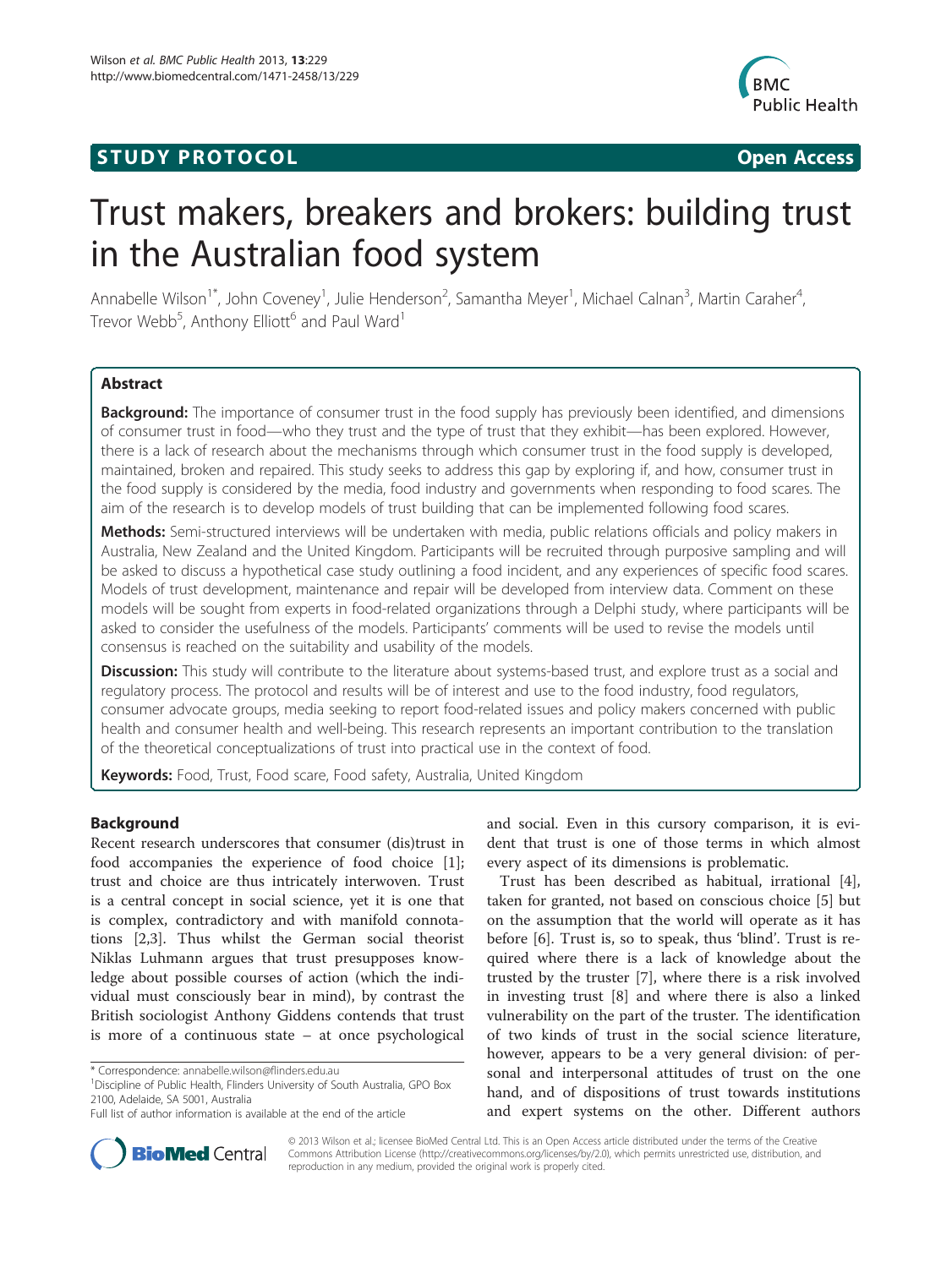STUDY PROTOCOL Open Access

# Trust makers, breakers and brokers: building trust in the Australian food system

Annabelle Wilson[1*], John Coveney[1], Julie Henderson[2], Samantha Meyer[1], Michael Calnan[3], Martin Caraher[4], Trevor Webb[5], Anthony Elliott[6] and Paul Ward[1]

## Abstract

**Background:** The importance of consumer trust in the food supply has previously been identified, and dimensions of consumer trust in food—who they trust and the type of trust that they exhibit—has been explored. However, there is a lack of research about the mechanisms through which consumer trust in the food supply is developed, maintained, broken and repaired. This study seeks to address this gap by exploring if, and how, consumer trust in the food supply is considered by the media, food industry and governments when responding to food scares. The aim of the research is to develop models of trust building that can be implemented following food scares.

**Methods:** Semi-structured interviews will be undertaken with media, public relations officials and policy makers in Australia, New Zealand and the United Kingdom. Participants will be recruited through purposive sampling and will be asked to discuss a hypothetical case study outlining a food incident, and any experiences of specific food scares. Models of trust development, maintenance and repair will be developed from interview data. Comment on these models will be sought from experts in food-related organizations through a Delphi study, where participants will be asked to consider the usefulness of the models. Participants' comments will be used to revise the models until consensus is reached on the suitability and usability of the models.

**Discussion:** This study will contribute to the literature about systems-based trust, and explore trust as a social and regulatory process. The protocol and results will be of interest and use to the food industry, food regulators, consumer advocate groups, media seeking to report food-related issues and policy makers concerned with public health and consumer health and well-being. This research represents an important contribution to the translation of the theoretical conceptualizations of trust into practical use in the context of food.

**Keywords:** Food, Trust, Food scare, Food safety, Australia, United Kingdom

## Background

Recent research underscores that consumer (dis)trust in food accompanies the experience of food choice [1]; trust and choice are thus intricately interwoven. Trust is a central concept in social science, yet it is one that is complex, contradictory and with manifold connotations [2,3]. Thus whilst the German social theorist Niklas Luhmann argues that trust presupposes knowledge about possible courses of action (which the individual must consciously bear in mind), by contrast the British sociologist Anthony Giddens contends that trust is more of a continuous state – at once psychological and social. Even in this cursory comparison, it is evident that trust is one of those terms in which almost every aspect of its dimensions is problematic.

Trust has been described as habitual, irrational [4], taken for granted, not based on conscious choice [5] but on the assumption that the world will operate as it has before [6]. Trust is, so to speak, thus 'blind'. Trust is required where there is a lack of knowledge about the trusted by the truster [7], where there is a risk involved in investing trust [8] and where there is also a linked vulnerability on the part of the truster. The identification of two kinds of trust in the social science literature, however, appears to be a very general division: of personal and interpersonal attitudes of trust on the one hand, and of dispositions of trust towards institutions and expert systems on the other. Different authors

\* Correspondence: annabelle.wilson@flinders.edu.au
[1]Discipline of Public Health, Flinders University of South Australia, GPO Box 2100, Adelaide, SA 5001, Australia
Full list of author information is available at the end of the article

© 2013 Wilson et al.; licensee BioMed Central Ltd. This is an Open Access article distributed under the terms of the Creative Commons Attribution License (http://creativecommons.org/licenses/by/2.0), which permits unrestricted use, distribution, and reproduction in any medium, provided the original work is properly cited.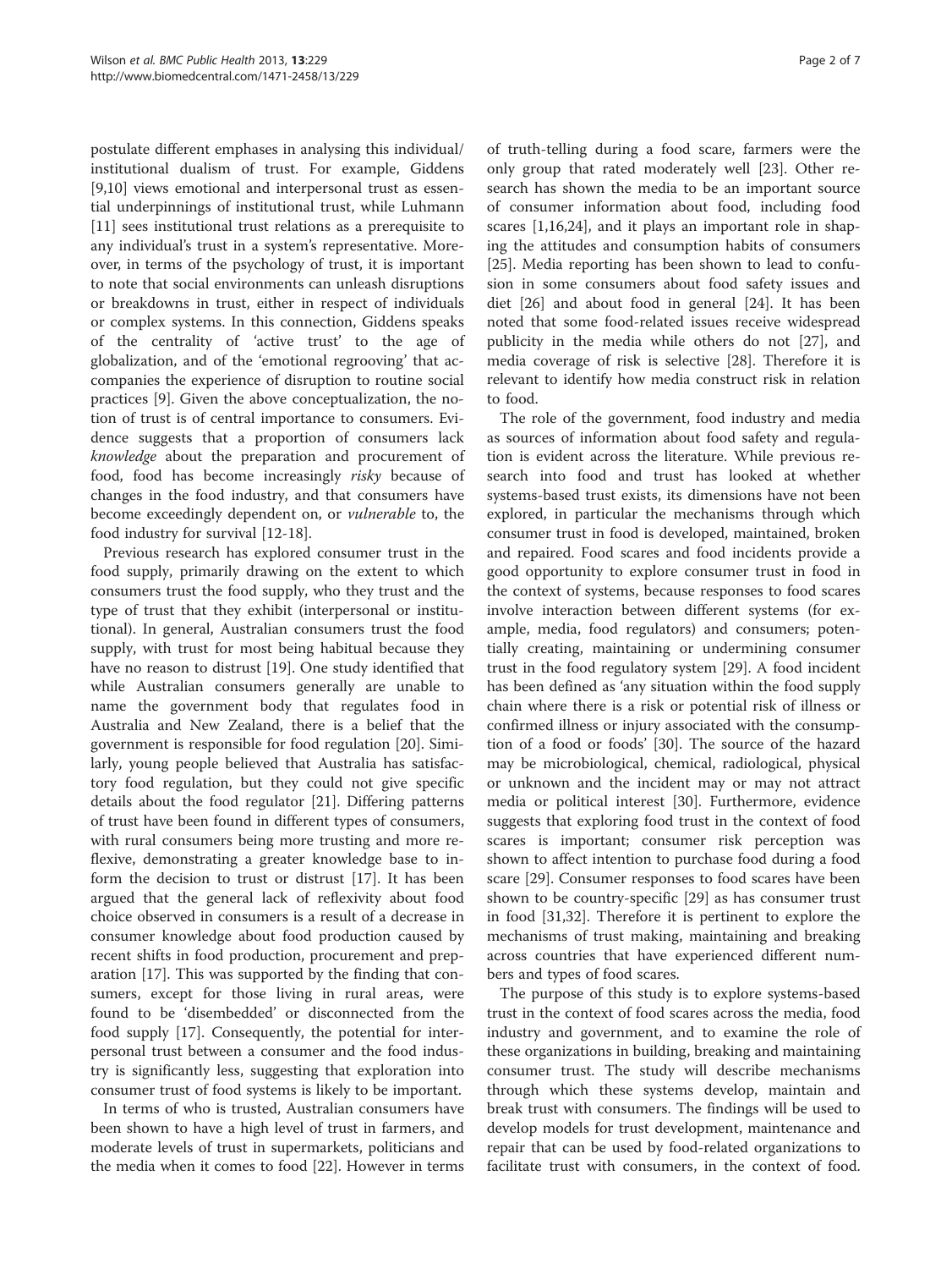postulate different emphases in analysing this individual/institutional dualism of trust. For example, Giddens [9,10] views emotional and interpersonal trust as essential underpinnings of institutional trust, while Luhmann [11] sees institutional trust relations as a prerequisite to any individual's trust in a system's representative. Moreover, in terms of the psychology of trust, it is important to note that social environments can unleash disruptions or breakdowns in trust, either in respect of individuals or complex systems. In this connection, Giddens speaks of the centrality of 'active trust' to the age of globalization, and of the 'emotional regroving' that accompanies the experience of disruption to routine social practices [9]. Given the above conceptualization, the notion of trust is of central importance to consumers. Evidence suggests that a proportion of consumers lack *knowledge* about the preparation and procurement of food, food has become increasingly *risky* because of changes in the food industry, and that consumers have become exceedingly dependent on, or *vulnerable* to, the food industry for survival [12-18].

Previous research has explored consumer trust in the food supply, primarily drawing on the extent to which consumers trust the food supply, who they trust and the type of trust that they exhibit (interpersonal or institutional). In general, Australian consumers trust the food supply, with trust for most being habitual because they have no reason to distrust [19]. One study identified that while Australian consumers generally are unable to name the government body that regulates food in Australia and New Zealand, there is a belief that the government is responsible for food regulation [20]. Similarly, young people believed that Australia has satisfactory food regulation, but they could not give specific details about the food regulator [21]. Differing patterns of trust have been found in different types of consumers, with rural consumers being more trusting and more reflexive, demonstrating a greater knowledge base to inform the decision to trust or distrust [17]. It has been argued that the general lack of reflexivity about food choice observed in consumers is a result of a decrease in consumer knowledge about food production caused by recent shifts in food production, procurement and preparation [17]. This was supported by the finding that consumers, except for those living in rural areas, were found to be 'disembedded' or disconnected from the food supply [17]. Consequently, the potential for interpersonal trust between a consumer and the food industry is significantly less, suggesting that exploration into consumer trust of food systems is likely to be important.

In terms of who is trusted, Australian consumers have been shown to have a high level of trust in farmers, and moderate levels of trust in supermarkets, politicians and the media when it comes to food [22]. However in terms of truth-telling during a food scare, farmers were the only group that rated moderately well [23]. Other research has shown the media to be an important source of consumer information about food, including food scares [1,16,24], and it plays an important role in shaping the attitudes and consumption habits of consumers [25]. Media reporting has been shown to lead to confusion in some consumers about food safety issues and diet [26] and about food in general [24]. It has been noted that some food-related issues receive widespread publicity in the media while others do not [27], and media coverage of risk is selective [28]. Therefore it is relevant to identify how media construct risk in relation to food.

The role of the government, food industry and media as sources of information about food safety and regulation is evident across the literature. While previous research into food and trust has looked at whether systems-based trust exists, its dimensions have not been explored, in particular the mechanisms through which consumer trust in food is developed, maintained, broken and repaired. Food scares and food incidents provide a good opportunity to explore consumer trust in food in the context of systems, because responses to food scares involve interaction between different systems (for example, media, food regulators) and consumers; potentially creating, maintaining or undermining consumer trust in the food regulatory system [29]. A food incident has been defined as 'any situation within the food supply chain where there is a risk or potential risk of illness or confirmed illness or injury associated with the consumption of a food or foods' [30]. The source of the hazard may be microbiological, chemical, radiological, physical or unknown and the incident may or may not attract media or political interest [30]. Furthermore, evidence suggests that exploring food trust in the context of food scares is important; consumer risk perception was shown to affect intention to purchase food during a food scare [29]. Consumer responses to food scares have been shown to be country-specific [29] as has consumer trust in food [31,32]. Therefore it is pertinent to explore the mechanisms of trust making, maintaining and breaking across countries that have experienced different numbers and types of food scares.

The purpose of this study is to explore systems-based trust in the context of food scares across the media, food industry and government, and to examine the role of these organizations in building, breaking and maintaining consumer trust. The study will describe mechanisms through which these systems develop, maintain and break trust with consumers. The findings will be used to develop models for trust development, maintenance and repair that can be used by food-related organizations to facilitate trust with consumers, in the context of food.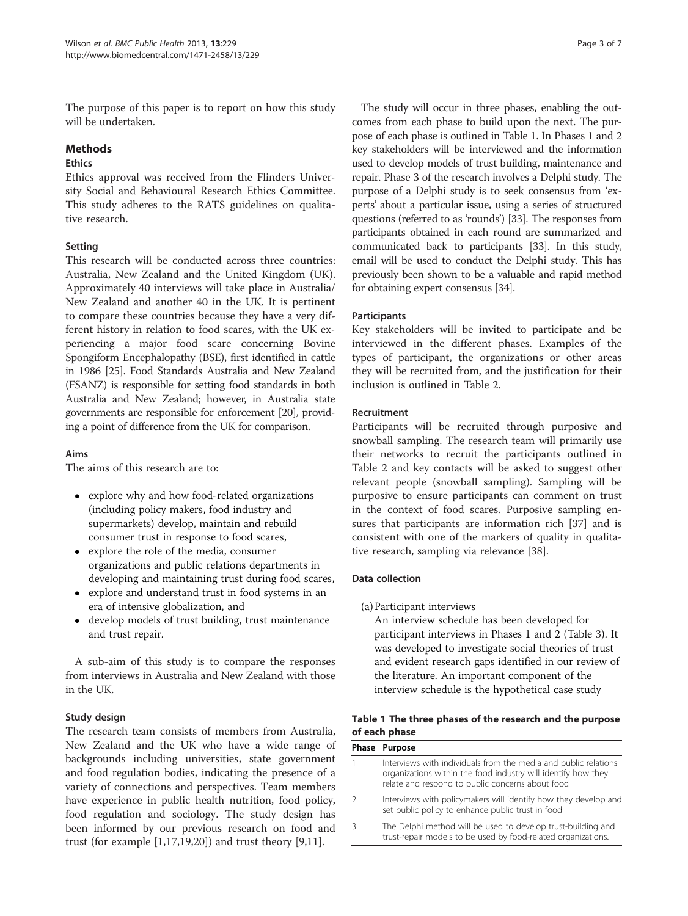The purpose of this paper is to report on how this study will be undertaken.

## Methods

### Ethics

Ethics approval was received from the Flinders University Social and Behavioural Research Ethics Committee. This study adheres to the RATS guidelines on qualitative research.

### Setting

This research will be conducted across three countries: Australia, New Zealand and the United Kingdom (UK). Approximately 40 interviews will take place in Australia/New Zealand and another 40 in the UK. It is pertinent to compare these countries because they have a very different history in relation to food scares, with the UK experiencing a major food scare concerning Bovine Spongiform Encephalopathy (BSE), first identified in cattle in 1986 [25]. Food Standards Australia and New Zealand (FSANZ) is responsible for setting food standards in both Australia and New Zealand; however, in Australia state governments are responsible for enforcement [20], providing a point of difference from the UK for comparison.

### Aims

The aims of this research are to:

- explore why and how food-related organizations (including policy makers, food industry and supermarkets) develop, maintain and rebuild consumer trust in response to food scares,
- explore the role of the media, consumer organizations and public relations departments in developing and maintaining trust during food scares,
- explore and understand trust in food systems in an era of intensive globalization, and
- develop models of trust building, trust maintenance and trust repair.

A sub-aim of this study is to compare the responses from interviews in Australia and New Zealand with those in the UK.

### Study design

The research team consists of members from Australia, New Zealand and the UK who have a wide range of backgrounds including universities, state government and food regulation bodies, indicating the presence of a variety of connections and perspectives. Team members have experience in public health nutrition, food policy, food regulation and sociology. The study design has been informed by our previous research on food and trust (for example [1,17,19,20]) and trust theory [9,11].

The study will occur in three phases, enabling the outcomes from each phase to build upon the next. The purpose of each phase is outlined in Table 1. In Phases 1 and 2 key stakeholders will be interviewed and the information used to develop models of trust building, maintenance and repair. Phase 3 of the research involves a Delphi study. The purpose of a Delphi study is to seek consensus from 'experts' about a particular issue, using a series of structured questions (referred to as 'rounds') [33]. The responses from participants obtained in each round are summarized and communicated back to participants [33]. In this study, email will be used to conduct the Delphi study. This has previously been shown to be a valuable and rapid method for obtaining expert consensus [34].

### Participants

Key stakeholders will be invited to participate and be interviewed in the different phases. Examples of the types of participant, the organizations or other areas they will be recruited from, and the justification for their inclusion is outlined in Table 2.

### Recruitment

Participants will be recruited through purposive and snowball sampling. The research team will primarily use their networks to recruit the participants outlined in Table 2 and key contacts will be asked to suggest other relevant people (snowball sampling). Sampling will be purposive to ensure participants can comment on trust in the context of food scares. Purposive sampling ensures that participants are information rich [37] and is consistent with one of the markers of quality in qualitative research, sampling via relevance [38].

### Data collection

(a) Participant interviews

An interview schedule has been developed for participant interviews in Phases 1 and 2 (Table 3). It was developed to investigate social theories of trust and evident research gaps identified in our review of the literature. An important component of the interview schedule is the hypothetical case study

**Table 1 The three phases of the research and the purpose of each phase**

| Phase | Purpose |
|---|---|
| 1 | Interviews with individuals from the media and public relations organizations within the food industry will identify how they relate and respond to public concerns about food |
| 2 | Interviews with policymakers will identify how they develop and set public policy to enhance public trust in food |
| 3 | The Delphi method will be used to develop trust-building and trust-repair models to be used by food-related organizations. |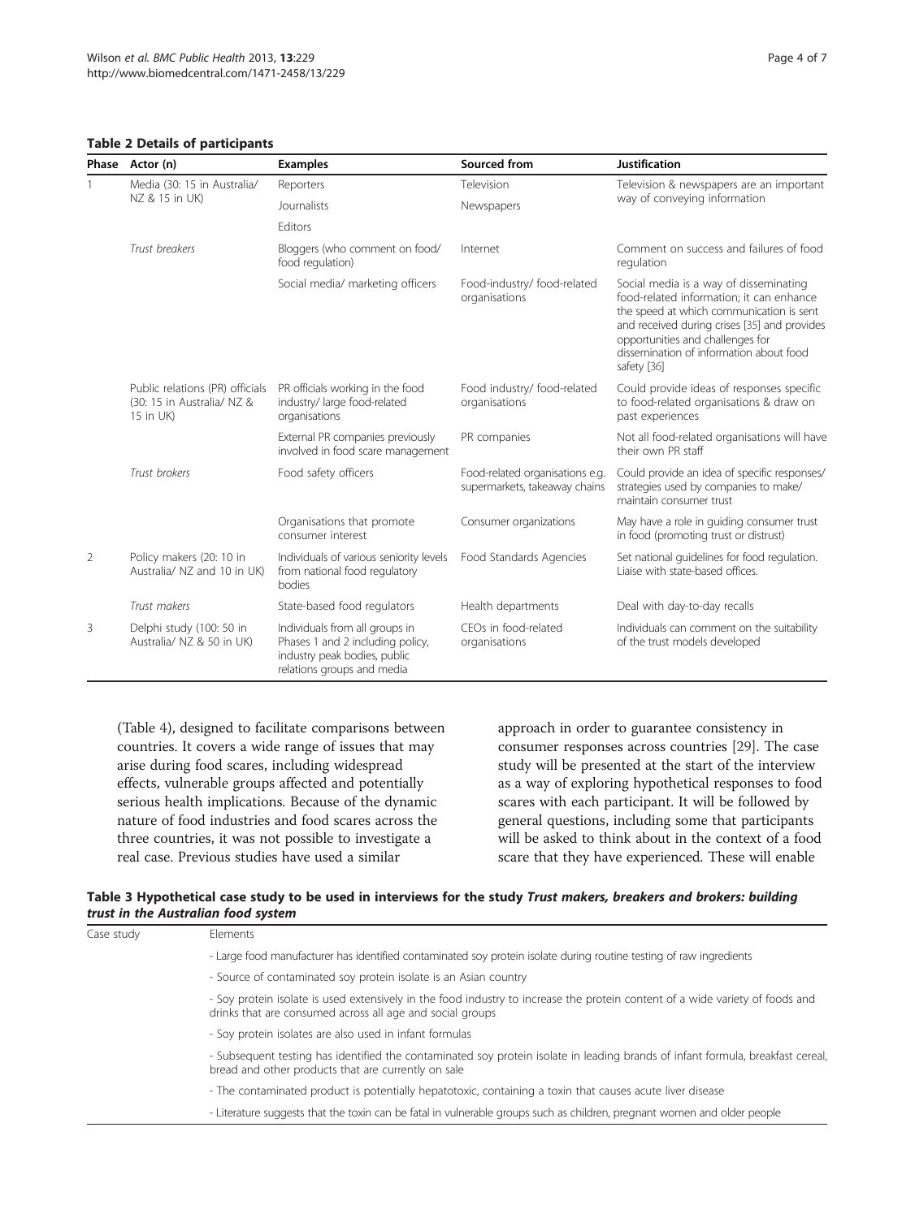**Table 2 Details of participants**

| Phase | Actor (n) | Examples | Sourced from | Justification |
|---|---|---|---|---|
| 1 | Media (30: 15 in Australia/ NZ & 15 in UK) | Reporters | Television | Television & newspapers are an important way of conveying information |
| | | Journalists | Newspapers | |
| | | Editors | | |
| | *Trust breakers* | Bloggers (who comment on food/ food regulation) | Internet | Comment on success and failures of food regulation |
| | | Social media/ marketing officers | Food-industry/ food-related organisations | Social media is a way of disseminating food-related information; it can enhance the speed at which communication is sent and received during crises [35] and provides opportunities and challenges for dissemination of information about food safety [36] |
| | Public relations (PR) officials (30: 15 in Australia/ NZ & 15 in UK) | PR officials working in the food industry/ large food-related organisations | Food industry/ food-related organisations | Could provide ideas of responses specific to food-related organisations & draw on past experiences |
| | | External PR companies previously involved in food scare management | PR companies | Not all food-related organisations will have their own PR staff |
| | *Trust brokers* | Food safety officers | Food-related organisations e.g. supermarkets, takeaway chains | Could provide an idea of specific responses/ strategies used by companies to make/ maintain consumer trust |
| | | Organisations that promote consumer interest | Consumer organizations | May have a role in guiding consumer trust in food (promoting trust or distrust) |
| 2 | Policy makers (20: 10 in Australia/ NZ and 10 in UK) | Individuals of various seniority levels from national food regulatory bodies | Food Standards Agencies | Set national guidelines for food regulation. Liaise with state-based offices. |
| | *Trust makers* | State-based food regulators | Health departments | Deal with day-to-day recalls |
| 3 | Delphi study (100: 50 in Australia/ NZ & 50 in UK) | Individuals from all groups in Phases 1 and 2 including policy, industry peak bodies, public relations groups and media | CEOs in food-related organisations | Individuals can comment on the suitability of the trust models developed |

(Table 4), designed to facilitate comparisons between countries. It covers a wide range of issues that may arise during food scares, including widespread effects, vulnerable groups affected and potentially serious health implications. Because of the dynamic nature of food industries and food scares across the three countries, it was not possible to investigate a real case. Previous studies have used a similar approach in order to guarantee consistency in consumer responses across countries [29]. The case study will be presented at the start of the interview as a way of exploring hypothetical responses to food scares with each participant. It will be followed by general questions, including some that participants will be asked to think about in the context of a food scare that they have experienced. These will enable

**Table 3 Hypothetical case study to be used in interviews for the study *Trust makers, breakers and brokers: building trust in the Australian food system***

| Case study | Elements |
|---|---|
| | - Large food manufacturer has identified contaminated soy protein isolate during routine testing of raw ingredients |
| | - Source of contaminated soy protein isolate is an Asian country |
| | - Soy protein isolate is used extensively in the food industry to increase the protein content of a wide variety of foods and drinks that are consumed across all age and social groups |
| | - Soy protein isolates are also used in infant formulas |
| | - Subsequent testing has identified the contaminated soy protein isolate in leading brands of infant formula, breakfast cereal, bread and other products that are currently on sale |
| | - The contaminated product is potentially hepatotoxic, containing a toxin that causes acute liver disease |
| | - Literature suggests that the toxin can be fatal in vulnerable groups such as children, pregnant women and older people |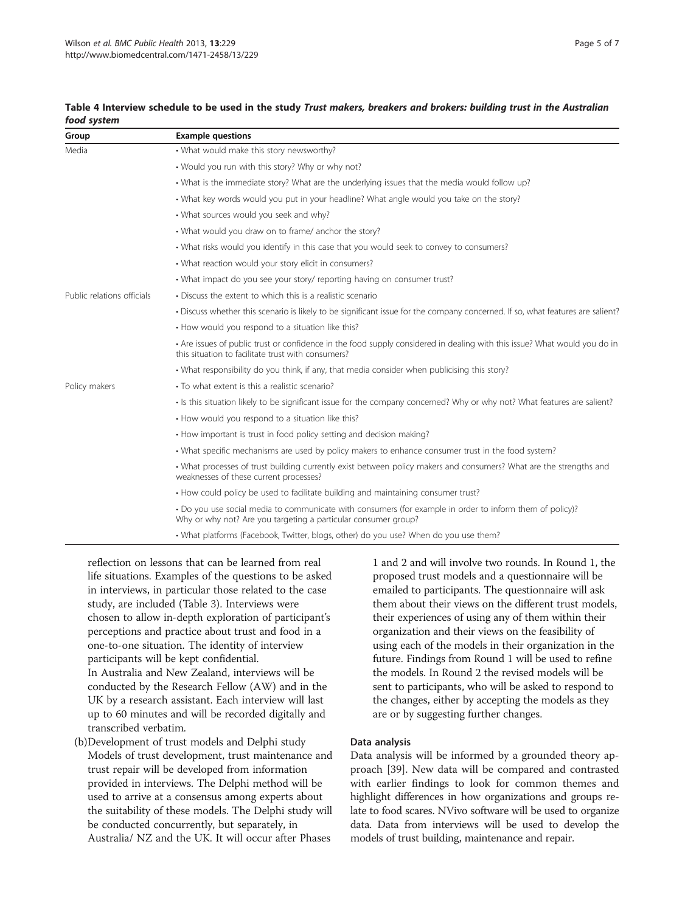**Table 4 Interview schedule to be used in the study *Trust makers, breakers and brokers: building trust in the Australian food system***

| Group | Example questions |
|---|---|
| Media | • What would make this story newsworthy? |
| | • Would you run with this story? Why or why not? |
| | • What is the immediate story? What are the underlying issues that the media would follow up? |
| | • What key words would you put in your headline? What angle would you take on the story? |
| | • What sources would you seek and why? |
| | • What would you draw on to frame/ anchor the story? |
| | • What risks would you identify in this case that you would seek to convey to consumers? |
| | • What reaction would your story elicit in consumers? |
| | • What impact do you see your story/ reporting having on consumer trust? |
| Public relations officials | • Discuss the extent to which this is a realistic scenario |
| | • Discuss whether this scenario is likely to be significant issue for the company concerned. If so, what features are salient? |
| | • How would you respond to a situation like this? |
| | • Are issues of public trust or confidence in the food supply considered in dealing with this issue? What would you do in this situation to facilitate trust with consumers? |
| | • What responsibility do you think, if any, that media consider when publicising this story? |
| Policy makers | • To what extent is this a realistic scenario? |
| | • Is this situation likely to be significant issue for the company concerned? Why or why not? What features are salient? |
| | • How would you respond to a situation like this? |
| | • How important is trust in food policy setting and decision making? |
| | • What specific mechanisms are used by policy makers to enhance consumer trust in the food system? |
| | • What processes of trust building currently exist between policy makers and consumers? What are the strengths and weaknesses of these current processes? |
| | • How could policy be used to facilitate building and maintaining consumer trust? |
| | • Do you use social media to communicate with consumers (for example in order to inform them of policy)? Why or why not? Are you targeting a particular consumer group? |
| | • What platforms (Facebook, Twitter, blogs, other) do you use? When do you use them? |

reflection on lessons that can be learned from real life situations. Examples of the questions to be asked in interviews, in particular those related to the case study, are included (Table 3). Interviews were chosen to allow in-depth exploration of participant's perceptions and practice about trust and food in a one-to-one situation. The identity of interview participants will be kept confidential.

In Australia and New Zealand, interviews will be conducted by the Research Fellow (AW) and in the UK by a research assistant. Each interview will last up to 60 minutes and will be recorded digitally and transcribed verbatim.

(b)Development of trust models and Delphi study
Models of trust development, trust maintenance and trust repair will be developed from information provided in interviews. The Delphi method will be used to arrive at a consensus among experts about the suitability of these models. The Delphi study will be conducted concurrently, but separately, in Australia/ NZ and the UK. It will occur after Phases 1 and 2 and will involve two rounds. In Round 1, the proposed trust models and a questionnaire will be emailed to participants. The questionnaire will ask them about their views on the different trust models, their experiences of using any of them within their organization and their views on the feasibility of using each of the models in their organization in the future. Findings from Round 1 will be used to refine the models. In Round 2 the revised models will be sent to participants, who will be asked to respond to the changes, either by accepting the models as they are or by suggesting further changes.

### Data analysis

Data analysis will be informed by a grounded theory approach [39]. New data will be compared and contrasted with earlier findings to look for common themes and highlight differences in how organizations and groups relate to food scares. NVivo software will be used to organize data. Data from interviews will be used to develop the models of trust building, maintenance and repair.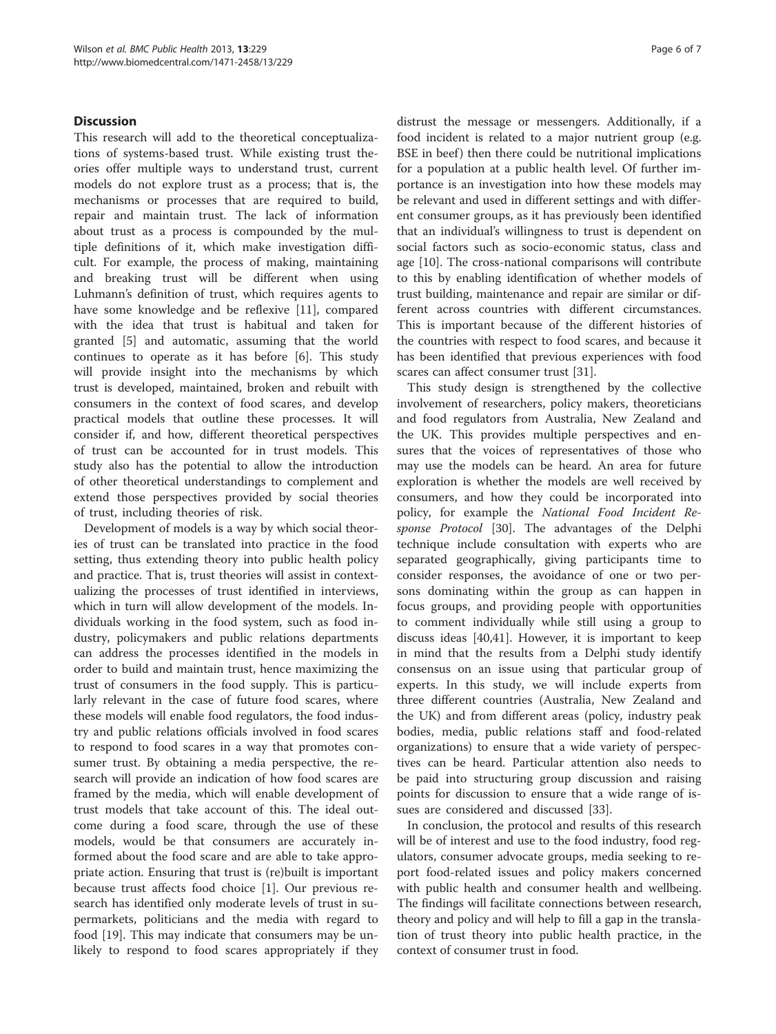## Discussion

This research will add to the theoretical conceptualizations of systems-based trust. While existing trust theories offer multiple ways to understand trust, current models do not explore trust as a process; that is, the mechanisms or processes that are required to build, repair and maintain trust. The lack of information about trust as a process is compounded by the multiple definitions of it, which make investigation difficult. For example, the process of making, maintaining and breaking trust will be different when using Luhmann's definition of trust, which requires agents to have some knowledge and be reflexive [11], compared with the idea that trust is habitual and taken for granted [5] and automatic, assuming that the world continues to operate as it has before [6]. This study will provide insight into the mechanisms by which trust is developed, maintained, broken and rebuilt with consumers in the context of food scares, and develop practical models that outline these processes. It will consider if, and how, different theoretical perspectives of trust can be accounted for in trust models. This study also has the potential to allow the introduction of other theoretical understandings to complement and extend those perspectives provided by social theories of trust, including theories of risk.

Development of models is a way by which social theories of trust can be translated into practice in the food setting, thus extending theory into public health policy and practice. That is, trust theories will assist in contextualizing the processes of trust identified in interviews, which in turn will allow development of the models. Individuals working in the food system, such as food industry, policymakers and public relations departments can address the processes identified in the models in order to build and maintain trust, hence maximizing the trust of consumers in the food supply. This is particularly relevant in the case of future food scares, where these models will enable food regulators, the food industry and public relations officials involved in food scares to respond to food scares in a way that promotes consumer trust. By obtaining a media perspective, the research will provide an indication of how food scares are framed by the media, which will enable development of trust models that take account of this. The ideal outcome during a food scare, through the use of these models, would be that consumers are accurately informed about the food scare and are able to take appropriate action. Ensuring that trust is (re)built is important because trust affects food choice [1]. Our previous research has identified only moderate levels of trust in supermarkets, politicians and the media with regard to food [19]. This may indicate that consumers may be unlikely to respond to food scares appropriately if they distrust the message or messengers. Additionally, if a food incident is related to a major nutrient group (e.g. BSE in beef) then there could be nutritional implications for a population at a public health level. Of further importance is an investigation into how these models may be relevant and used in different settings and with different consumer groups, as it has previously been identified that an individual's willingness to trust is dependent on social factors such as socio-economic status, class and age [10]. The cross-national comparisons will contribute to this by enabling identification of whether models of trust building, maintenance and repair are similar or different across countries with different circumstances. This is important because of the different histories of the countries with respect to food scares, and because it has been identified that previous experiences with food scares can affect consumer trust [31].

This study design is strengthened by the collective involvement of researchers, policy makers, theoreticians and food regulators from Australia, New Zealand and the UK. This provides multiple perspectives and ensures that the voices of representatives of those who may use the models can be heard. An area for future exploration is whether the models are well received by consumers, and how they could be incorporated into policy, for example the *National Food Incident Response Protocol* [30]. The advantages of the Delphi technique include consultation with experts who are separated geographically, giving participants time to consider responses, the avoidance of one or two persons dominating within the group as can happen in focus groups, and providing people with opportunities to comment individually while still using a group to discuss ideas [40,41]. However, it is important to keep in mind that the results from a Delphi study identify consensus on an issue using that particular group of experts. In this study, we will include experts from three different countries (Australia, New Zealand and the UK) and from different areas (policy, industry peak bodies, media, public relations staff and food-related organizations) to ensure that a wide variety of perspectives can be heard. Particular attention also needs to be paid into structuring group discussion and raising points for discussion to ensure that a wide range of issues are considered and discussed [33].

In conclusion, the protocol and results of this research will be of interest and use to the food industry, food regulators, consumer advocate groups, media seeking to report food-related issues and policy makers concerned with public health and consumer health and wellbeing. The findings will facilitate connections between research, theory and policy and will help to fill a gap in the translation of trust theory into public health practice, in the context of consumer trust in food.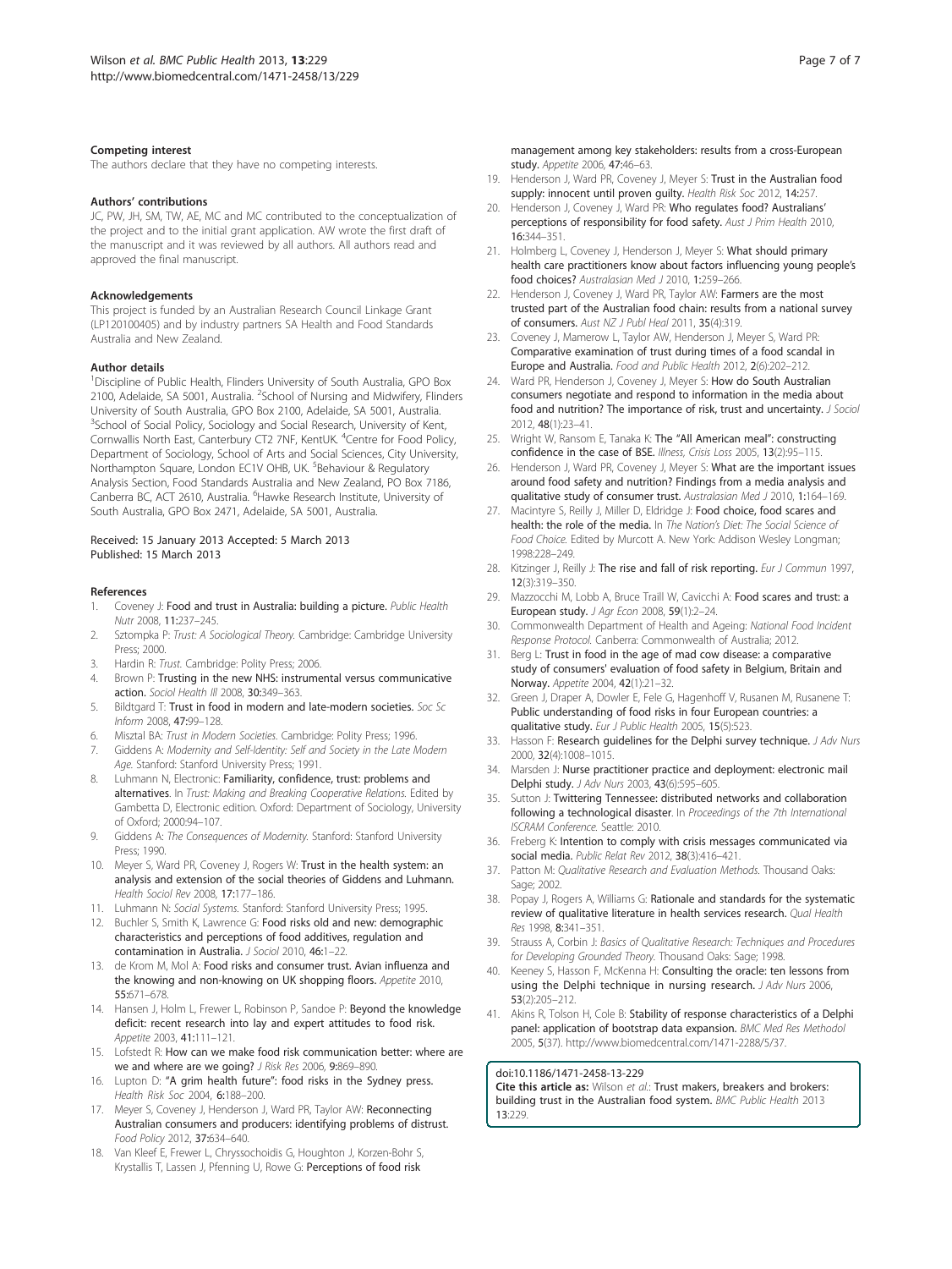### Competing interest

The authors declare that they have no competing interests.

### Authors' contributions

JC, PW, JH, SM, TW, AE, MC and MC contributed to the conceptualization of the project and to the initial grant application. AW wrote the first draft of the manuscript and it was reviewed by all authors. All authors read and approved the final manuscript.

### Acknowledgements

This project is funded by an Australian Research Council Linkage Grant (LP120100405) and by industry partners SA Health and Food Standards Australia and New Zealand.

### Author details

[1]Discipline of Public Health, Flinders University of South Australia, GPO Box 2100, Adelaide, SA 5001, Australia. [2]School of Nursing and Midwifery, Flinders University of South Australia, GPO Box 2100, Adelaide, SA 5001, Australia. [3]School of Social Policy, Sociology and Social Research, University of Kent, Cornwallis North East, Canterbury CT2 7NF, KentUK. [4]Centre for Food Policy, Department of Sociology, School of Arts and Social Sciences, City University, Northampton Square, London EC1V OHB, UK. [5]Behaviour & Regulatory Analysis Section, Food Standards Australia and New Zealand, PO Box 7186, Canberra BC, ACT 2610, Australia. [6]Hawke Research Institute, University of South Australia, GPO Box 2471, Adelaide, SA 5001, Australia.

Received: 15 January 2013 Accepted: 5 March 2013
Published: 15 March 2013

### References

1. Coveney J: **Food and trust in Australia: building a picture.** *Public Health Nutr* 2008, **11:**237–245.
2. Sztompka P: *Trust: A Sociological Theory.* Cambridge: Cambridge University Press; 2000.
3. Hardin R: *Trust.* Cambridge: Polity Press; 2006.
4. Brown P: **Trusting in the new NHS: instrumental versus communicative action.** *Sociol Health Ill* 2008, **30:**349–363.
5. Bildtgard T: **Trust in food in modern and late-modern societies.** *Soc Sc Inform* 2008, **47:**99–128.
6. Misztal BA: *Trust in Modern Societies.* Cambridge: Polity Press; 1996.
7. Giddens A: *Modernity and Self-Identity: Self and Society in the Late Modern Age.* Stanford: Stanford University Press; 1991.
8. Luhmann N, Electronic: **Familiarity, confidence, trust: problems and alternatives.** In *Trust: Making and Breaking Cooperative Relations.* Edited by Gambetta D, Electronic edition. Oxford: Department of Sociology, University of Oxford; 2000:94–107.
9. Giddens A: *The Consequences of Modernity.* Stanford: Stanford University Press; 1990.
10. Meyer S, Ward PR, Coveney J, Rogers W: **Trust in the health system: an analysis and extension of the social theories of Giddens and Luhmann.** *Health Sociol Rev* 2008, **17:**177–186.
11. Luhmann N: *Social Systems.* Stanford: Stanford University Press; 1995.
12. Buchler S, Smith K, Lawrence G: **Food risks old and new: demographic characteristics and perceptions of food additives, regulation and contamination in Australia.** *J Sociol* 2010, **46:**1–22.
13. de Krom M, Mol A: **Food risks and consumer trust. Avian influenza and the knowing and non-knowing on UK shopping floors.** *Appetite* 2010, **55:**671–678.
14. Hansen J, Holm L, Frewer L, Robinson P, Sandoe P: **Beyond the knowledge deficit: recent research into lay and expert attitudes to food risk.** *Appetite* 2003, **41:**111–121.
15. Lofstedt R: **How can we make food risk communication better: where are we and where are we going?** *J Risk Res* 2006, **9:**869–890.
16. Lupton D: **"A grim health future": food risks in the Sydney press.** *Health Risk Soc* 2004, **6:**188–200.
17. Meyer S, Coveney J, Henderson J, Ward PR, Taylor AW: **Reconnecting Australian consumers and producers: identifying problems of distrust.** *Food Policy* 2012, **37:**634–640.
18. Van Kleef E, Frewer L, Chryssochoidis G, Houghton J, Korzen-Bohr S, Krystallis T, Lassen J, Pfenning U, Rowe G: **Perceptions of food risk management among key stakeholders: results from a cross-European study.** *Appetite* 2006, **47:**46–63.
19. Henderson J, Ward PR, Coveney J, Meyer S: **Trust in the Australian food supply: innocent until proven guilty.** *Health Risk Soc* 2012, **14:**257.
20. Henderson J, Coveney J, Ward PR: **Who regulates food? Australians' perceptions of responsibility for food safety.** *Aust J Prim Health* 2010, **16:**344–351.
21. Holmberg L, Coveney J, Henderson J, Meyer S: **What should primary health care practitioners know about factors influencing young people's food choices?** *Australasian Med J* 2010, **1:**259–266.
22. Henderson J, Coveney J, Ward PR, Taylor AW: **Farmers are the most trusted part of the Australian food chain: results from a national survey of consumers.** *Aust NZ J Publ Heal* 2011, **35**(4):319.
23. Coveney J, Mamerow L, Taylor AW, Henderson J, Meyer S, Ward PR: **Comparative examination of trust during times of a food scandal in Europe and Australia.** *Food and Public Health* 2012, **2**(6):202–212.
24. Ward PR, Henderson J, Coveney J, Meyer S: **How do South Australian consumers negotiate and respond to information in the media about food and nutrition? The importance of risk, trust and uncertainty.** *J Sociol* 2012, **48**(1):23–41.
25. Wright W, Ransom E, Tanaka K: **The "All American meal": constructing confidence in the case of BSE.** *Illness, Crisis Loss* 2005, **13**(2):95–115.
26. Henderson J, Ward PR, Coveney J, Meyer S: **What are the important issues around food safety and nutrition? Findings from a media analysis and qualitative study of consumer trust.** *Australasian Med J* 2010, **1:**164–169.
27. Macintyre S, Reilly J, Miller D, Eldridge J: **Food choice, food scares and health: the role of the media.** In *The Nation's Diet: The Social Science of Food Choice.* Edited by Murcott A. New York: Addison Wesley Longman; 1998:228–249.
28. Kitzinger J, Reilly J: **The rise and fall of risk reporting.** *Eur J Commun* 1997, **12**(3):319–350.
29. Mazzocchi M, Lobb A, Bruce Traill W, Cavicchi A: **Food scares and trust: a European study.** *J Agr Econ* 2008, **59**(1):2–24.
30. Commonwealth Department of Health and Ageing: *National Food Incident Response Protocol.* Canberra: Commonwealth of Australia; 2012.
31. Berg L: **Trust in food in the age of mad cow disease: a comparative study of consumers' evaluation of food safety in Belgium, Britain and Norway.** *Appetite* 2004, **42**(1):21–32.
32. Green J, Draper A, Dowler E, Fele G, Hagenhoff V, Rusanen M, Rusanene T: **Public understanding of food risks in four European countries: a qualitative study.** *Eur J Public Health* 2005, **15**(5):523.
33. Hasson F: **Research guidelines for the Delphi survey technique.** *J Adv Nurs* 2000, **32**(4):1008–1015.
34. Marsden J: **Nurse practitioner practice and deployment: electronic mail Delphi study.** *J Adv Nurs* 2003, **43**(6):595–605.
35. Sutton J: **Twittering Tennessee: distributed networks and collaboration following a technological disaster.** In *Proceedings of the 7th International ISCRAM Conference.* Seattle: 2010.
36. Freberg K: **Intention to comply with crisis messages communicated via social media.** *Public Relat Rev* 2012, **38**(3):416–421.
37. Patton M: *Qualitative Research and Evaluation Methods.* Thousand Oaks: Sage; 2002.
38. Popay J, Rogers A, Williams G: **Rationale and standards for the systematic review of qualitative literature in health services research.** *Qual Health Res* 1998, **8:**341–351.
39. Strauss A, Corbin J: *Basics of Qualitative Research: Techniques and Procedures for Developing Grounded Theory.* Thousand Oaks: Sage; 1998.
40. Keeney S, Hasson F, McKenna H: **Consulting the oracle: ten lessons from using the Delphi technique in nursing research.** *J Adv Nurs* 2006, **53**(2):205–212.
41. Akins R, Tolson H, Cole B: **Stability of response characteristics of a Delphi panel: application of bootstrap data expansion.** *BMC Med Res Methodol* 2005, **5**(37). http://www.biomedcentral.com/1471-2288/5/37.

doi:10.1186/1471-2458-13-229
**Cite this article as:** Wilson *et al.*: Trust makers, breakers and brokers: building trust in the Australian food system. *BMC Public Health* 2013 13:229.